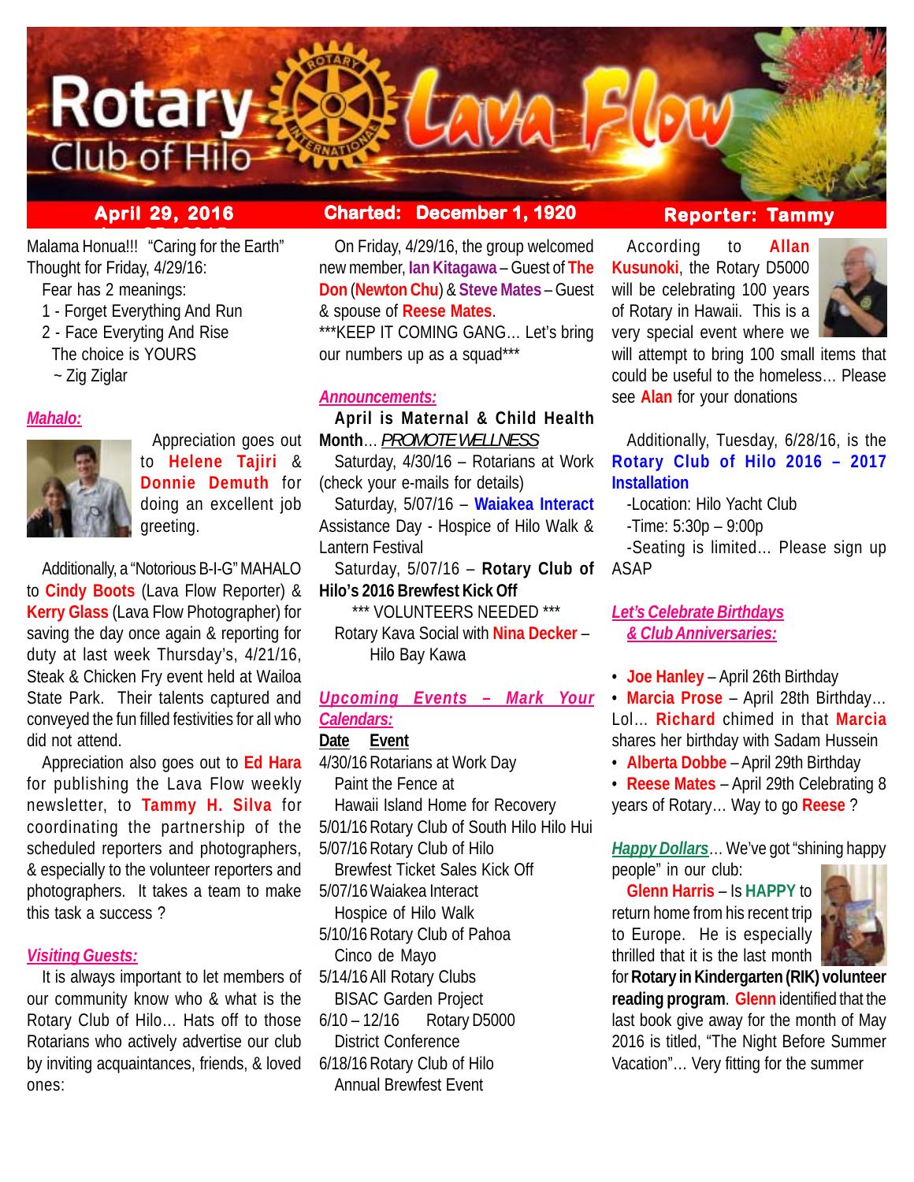# Rotary Club of Hilo — Lava Flow

**April 29, 2016** | **Charted: December 1, 1920** | **Reporter: Tammy**

Malama Honua!!! "Caring for the Earth"
Thought for Friday, 4/29/16:

Fear has 2 meanings:
1 - Forget Everything And Run
2 - Face Everyting And Rise
The choice is YOURS
~ Zig Ziglar

***Mahalo:***

Appreciation goes out to **Helene Tajiri** & **Donnie Demuth** for doing an excellent job greeting.

Additionally, a "Notorious B-I-G" MAHALO to **Cindy Boots** (Lava Flow Reporter) & **Kerry Glass** (Lava Flow Photographer) for saving the day once again & reporting for duty at last week Thursday's, 4/21/16, Steak & Chicken Fry event held at Wailoa State Park. Their talents captured and conveyed the fun filled festivities for all who did not attend.

Appreciation also goes out to **Ed Hara** for publishing the Lava Flow weekly newsletter, to **Tammy H. Silva** for coordinating the partnership of the scheduled reporters and photographers, & especially to the volunteer reporters and photographers. It takes a team to make this task a success ?

***Visiting Guests:***

It is always important to let members of our community know who & what is the Rotary Club of Hilo… Hats off to those Rotarians who actively advertise our club by inviting acquaintances, friends, & loved ones:

On Friday, 4/29/16, the group welcomed new member, **Ian Kitagawa** – Guest of **The Don** (**Newton Chu**) & **Steve Mates** – Guest & spouse of **Reese Mates**.
***KEEP IT COMING GANG… Let's bring our numbers up as a squad***

***Announcements:***

**April is Maternal & Child Health Month**… *PROMOTE WELLNESS*

Saturday, 4/30/16 – Rotarians at Work (check your e-mails for details)

Saturday, 5/07/16 – **Waiakea Interact** Assistance Day - Hospice of Hilo Walk & Lantern Festival

Saturday, 5/07/16 – **Rotary Club of Hilo's 2016 Brewfest Kick Off**

*** VOLUNTEERS NEEDED ***

Rotary Kava Social with **Nina Decker** – Hilo Bay Kawa

***Upcoming Events – Mark Your Calendars:***

| Date | Event |
|---|---|
| 4/30/16 | Rotarians at Work Day Paint the Fence at Hawaii Island Home for Recovery |
| 5/01/16 | Rotary Club of South Hilo Hilo Hui |
| 5/07/16 | Rotary Club of Hilo Brewfest Ticket Sales Kick Off |
| 5/07/16 | Waiakea Interact Hospice of Hilo Walk |
| 5/10/16 | Rotary Club of Pahoa Cinco de Mayo |
| 5/14/16 | All Rotary Clubs BISAC Garden Project |
| 6/10 – 12/16 | Rotary D5000 District Conference |
| 6/18/16 | Rotary Club of Hilo Annual Brewfest Event |

According to **Allan Kusunoki**, the Rotary D5000 will be celebrating 100 years of Rotary in Hawaii. This is a very special event where we will attempt to bring 100 small items that could be useful to the homeless… Please see **Alan** for your donations

Additionally, Tuesday, 6/28/16, is the **Rotary Club of Hilo 2016 – 2017 Installation**

-Location: Hilo Yacht Club
-Time: 5:30p – 9:00p
-Seating is limited… Please sign up ASAP

***Let's Celebrate Birthdays & Club Anniversaries:***

- **Joe Hanley** – April 26th Birthday
- **Marcia Prose** – April 28th Birthday… Lol… **Richard** chimed in that **Marcia** shares her birthday with Sadam Hussein
- **Alberta Dobbe** – April 29th Birthday
- **Reese Mates** – April 29th Celebrating 8 years of Rotary… Way to go **Reese** ?

***Happy Dollars***… We've got "shining happy people" in our club:

**Glenn Harris** – Is **HAPPY** to return home from his recent trip to Europe. He is especially thrilled that it is the last month for **Rotary in Kindergarten (RIK) volunteer reading program**. **Glenn** identified that the last book give away for the month of May 2016 is titled, "The Night Before Summer Vacation"… Very fitting for the summer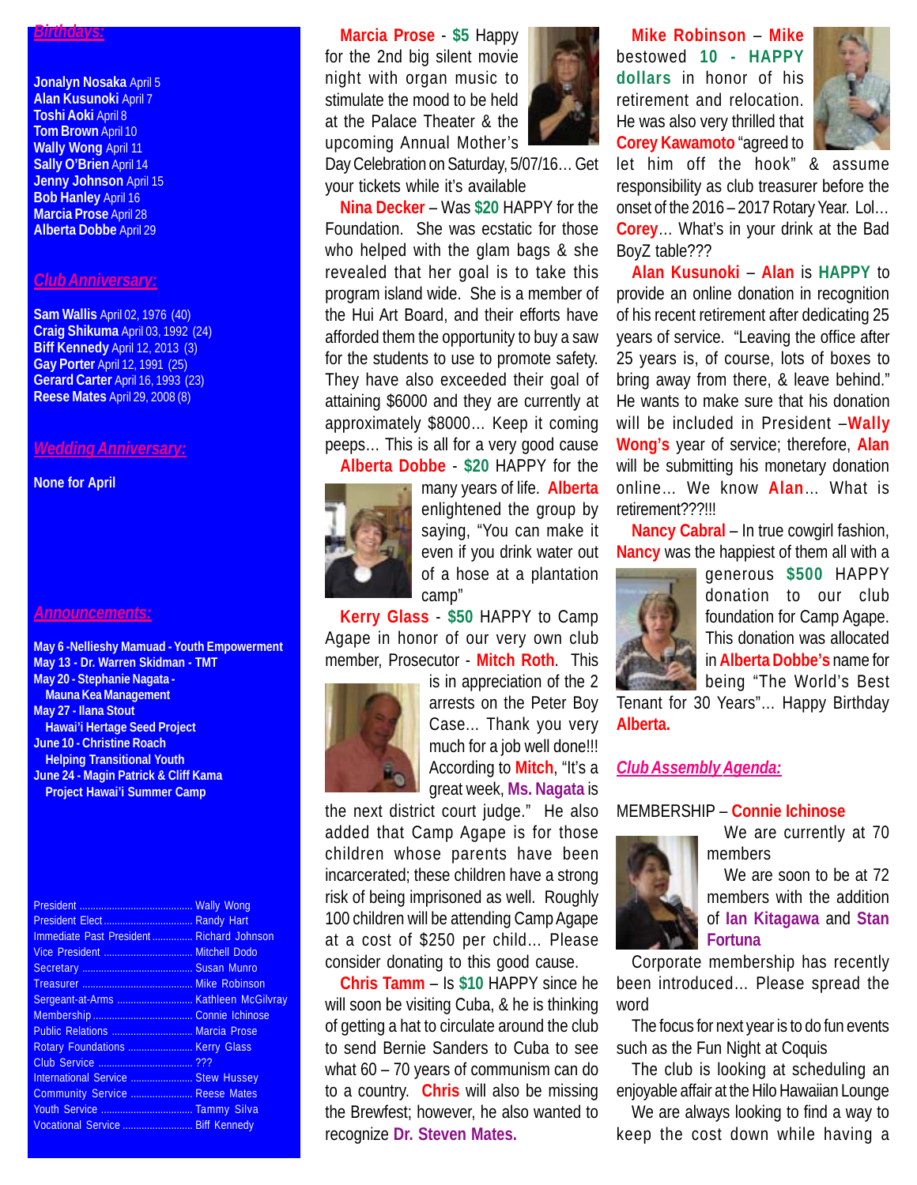## Birthdays:

**Jonalyn Nosaka** April 5
**Alan Kusunoki** April 7
**Toshi Aoki** April 8
**Tom Brown** April 10
**Wally Wong** April 11
**Sally O'Brien** April 14
**Jenny Johnson** April 15
**Bob Hanley** April 16
**Marcia Prose** April 28
**Alberta Dobbe** April 29

## Club Anniversary:

**Sam Wallis** April 02, 1976 (40)
**Craig Shikuma** April 03, 1992 (24)
**Biff Kennedy** April 12, 2013 (3)
**Gay Porter** April 12, 1991 (25)
**Gerard Carter** April 16, 1993 (23)
**Reese Mates** April 29, 2008 (8)

## Wedding Anniversary:

**None for April**

## Announcements:

**May 6 -Nellieshy Mamuad - Youth Empowerment**
**May 13 - Dr. Warren Skidman - TMT**
**May 20 - Stephanie Nagata - Mauna Kea Management**
**May 27 - Ilana Stout Hawai'i Hertage Seed Project**
**June 10 - Christine Roach Helping Transitional Youth**
**June 24 - Magin Patrick & Cliff Kama Project Hawai'i Summer Camp**

| | |
|---|---|
| President | Wally Wong |
| President Elect | Randy Hart |
| Immediate Past President | Richard Johnson |
| Vice President | Mitchell Dodo |
| Secretary | Susan Munro |
| Treasurer | Mike Robinson |
| Sergeant-at-Arms | Kathleen McGilvray |
| Membership | Connie Ichinose |
| Public Relations | Marcia Prose |
| Rotary Foundations | Kerry Glass |
| Club Service | ??? |
| International Service | Stew Hussey |
| Community Service | Reese Mates |
| Youth Service | Tammy Silva |
| Vocational Service | Biff Kennedy |

**Marcia Prose** - **$5** Happy for the 2nd big silent movie night with organ music to stimulate the mood to be held at the Palace Theater & the upcoming Annual Mother's Day Celebration on Saturday, 5/07/16… Get your tickets while it's available

**Nina Decker** – Was **$20** HAPPY for the Foundation. She was ecstatic for those who helped with the glam bags & she revealed that her goal is to take this program island wide. She is a member of the Hui Art Board, and their efforts have afforded them the opportunity to buy a saw for the students to use to promote safety. They have also exceeded their goal of attaining $6000 and they are currently at approximately $8000… Keep it coming peeps… This is all for a very good cause

**Alberta Dobbe** - **$20** HAPPY for the many years of life. **Alberta** enlightened the group by saying, "You can make it even if you drink water out of a hose at a plantation camp"

**Kerry Glass** - **$50** HAPPY to Camp Agape in honor of our very own club member, Prosecutor - **Mitch Roth**. This is in appreciation of the 2 arrests on the Peter Boy Case… Thank you very much for a job well done!!! According to **Mitch**, "It's a great week, **Ms. Nagata** is the next district court judge." He also added that Camp Agape is for those children whose parents have been incarcerated; these children have a strong risk of being imprisoned as well. Roughly 100 children will be attending Camp Agape at a cost of $250 per child… Please consider donating to this good cause.

**Chris Tamm** – Is **$10** HAPPY since he will soon be visiting Cuba, & he is thinking of getting a hat to circulate around the club to send Bernie Sanders to Cuba to see what 60 – 70 years of communism can do to a country. **Chris** will also be missing the Brewfest; however, he also wanted to recognize **Dr. Steven Mates.**

**Mike Robinson** – **Mike** bestowed **10 - HAPPY dollars** in honor of his retirement and relocation. He was also very thrilled that **Corey Kawamoto** "agreed to let him off the hook" & assume responsibility as club treasurer before the onset of the 2016 – 2017 Rotary Year. Lol… **Corey**… What's in your drink at the Bad BoyZ table???

**Alan Kusunoki** – **Alan** is **HAPPY** to provide an online donation in recognition of his recent retirement after dedicating 25 years of service. "Leaving the office after 25 years is, of course, lots of boxes to bring away from there, & leave behind." He wants to make sure that his donation will be included in President –**Wally Wong's** year of service; therefore, **Alan** will be submitting his monetary donation online… We know **Alan**… What is retirement???!!!

**Nancy Cabral** – In true cowgirl fashion, **Nancy** was the happiest of them all with a generous **$500** HAPPY donation to our club foundation for Camp Agape. This donation was allocated in **Alberta Dobbe's** name for being "The World's Best Tenant for 30 Years"… Happy Birthday **Alberta.**

## Club Assembly Agenda:

MEMBERSHIP – **Connie Ichinose**

We are currently at 70 members

We are soon to be at 72 members with the addition of **Ian Kitagawa** and **Stan Fortuna**

Corporate membership has recently been introduced… Please spread the word

The focus for next year is to do fun events such as the Fun Night at Coquis

The club is looking at scheduling an enjoyable affair at the Hilo Hawaiian Lounge

We are always looking to find a way to keep the cost down while having a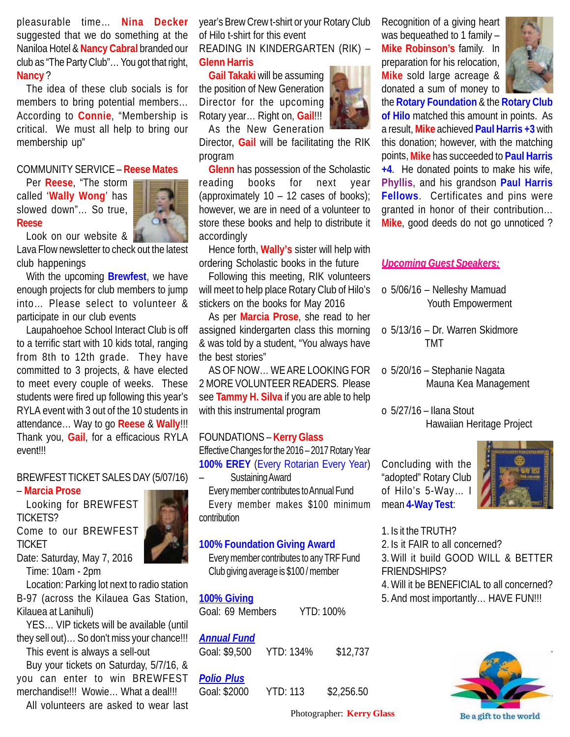pleasurable time… **Nina Decker** suggested that we do something at the Naniloa Hotel & **Nancy Cabral** branded our club as "The Party Club"… You got that right, **Nancy** ?

The idea of these club socials is for members to bring potential members… According to **Connie**, "Membership is critical. We must all help to bring our membership up"

COMMUNITY SERVICE – **Reese Mates**

Per **Reese**, "The storm called '**Wally Wong**' has slowed down"… So true, **Reese**

Look on our website & Lava Flow newsletter to check out the latest club happenings

With the upcoming **Brewfest**, we have enough projects for club members to jump into… Please select to volunteer & participate in our club events

Laupahoehoe School Interact Club is off to a terrific start with 10 kids total, ranging from 8th to 12th grade. They have committed to 3 projects, & have elected to meet every couple of weeks. These students were fired up following this year's RYLA event with 3 out of the 10 students in attendance… Way to go **Reese** & **Wally**!!! Thank you, **Gail**, for a efficacious RYLA event!!!

BREWFEST TICKET SALES DAY (5/07/16) – **Marcia Prose**

Looking for BREWFEST TICKETS?

Come to our BREWFEST TICKET

Date: Saturday, May 7, 2016

Time: 10am - 2pm

Location: Parking lot next to radio station B-97 (across the Kilauea Gas Station, Kilauea at Lanihuli)

YES… VIP tickets will be available (until they sell out)… So don't miss your chance!!!

This event is always a sell-out

Buy your tickets on Saturday, 5/7/16, & you can enter to win BREWFEST merchandise!!! Wowie… What a deal!!!

All volunteers are asked to wear last year's Brew Crew t-shirt or your Rotary Club of Hilo t-shirt for this event

READING IN KINDERGARTEN (RIK) – **Glenn Harris**

**Gail Takaki** will be assuming the position of New Generation Director for the upcoming Rotary year… Right on, **Gail**!!!

As the New Generation Director, **Gail** will be facilitating the RIK program

**Glenn** has possession of the Scholastic reading books for next year (approximately 10 – 12 cases of books); however, we are in need of a volunteer to store these books and help to distribute it accordingly

Hence forth, **Wally's** sister will help with ordering Scholastic books in the future

Following this meeting, RIK volunteers will meet to help place Rotary Club of Hilo's stickers on the books for May 2016

As per **Marcia Prose**, she read to her assigned kindergarten class this morning & was told by a student, "You always have the best stories"

AS OF NOW… WE ARE LOOKING FOR 2 MORE VOLUNTEER READERS. Please see **Tammy H. Silva** if you are able to help with this instrumental program

FOUNDATIONS – **Kerry Glass**

Effective Changes for the 2016 – 2017 Rotary Year

**100% EREY** (Every Rotarian Every Year) – Sustaining Award

Every member contributes to Annual Fund

Every member makes $100 minimum contribution

**100% Foundation Giving Award**

Every member contributes to any TRF Fund

Club giving average is $100 / member

**100% Giving**

Goal: 69 Members YTD: 100%

***Annual Fund***

Goal: $9,500 YTD: 134% $12,737

***Polio Plus***

Goal: $2000 YTD: 113 $2,256.50

Recognition of a giving heart was bequeathed to 1 family – **Mike Robinson's** family. In preparation for his relocation, **Mike** sold large acreage & donated a sum of money to the **Rotary Foundation** & the **Rotary Club of Hilo** matched this amount in points. As a result, **Mike** achieved **Paul Harris +3** with this donation; however, with the matching points, **Mike** has succeeded to **Paul Harris +4**. He donated points to make his wife, **Phyllis**, and his grandson **Paul Harris Fellows**. Certificates and pins were granted in honor of their contribution… **Mike**, good deeds do not go unnoticed ?

***Upcoming Guest Speakers:***

- 5/06/16 – Nelleshy Mamuad
  Youth Empowerment
- 5/13/16 – Dr. Warren Skidmore
  TMT
- 5/20/16 – Stephanie Nagata
  Mauna Kea Management
- 5/27/16 – Ilana Stout
  Hawaiian Heritage Project

Concluding with the "adopted" Rotary Club of Hilo's 5-Way… I mean **4-Way Test**:

1. Is it the TRUTH?
2. Is it FAIR to all concerned?
3. Will it build GOOD WILL & BETTER FRIENDSHIPS?
4. Will it be BENEFICIAL to all concerned?
5. And most importantly… HAVE FUN!!!

Photographer: **Kerry Glass**

Be a gift to the world